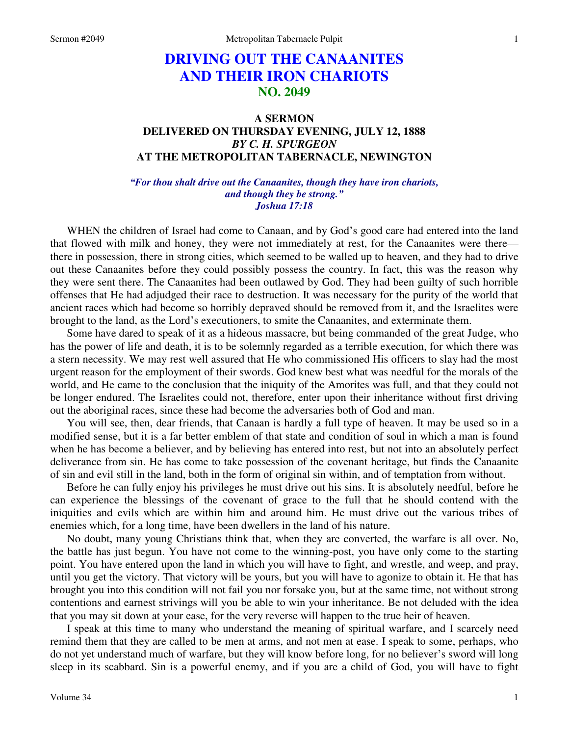# DRIVING OUT THE CANAANITES AND THEIR IRON CHARIOTS
## NO. 2049

### A SERMON
### DELIVERED ON THURSDAY EVENING, JULY 12, 1888
### *BY C. H. SPURGEON*
### AT THE METROPOLITAN TABERNACLE, NEWINGTON

*"For thou shalt drive out the Canaanites, though they have iron chariots, and though they be strong." Joshua 17:18*

WHEN the children of Israel had come to Canaan, and by God's good care had entered into the land that flowed with milk and honey, they were not immediately at rest, for the Canaanites were there—there in possession, there in strong cities, which seemed to be walled up to heaven, and they had to drive out these Canaanites before they could possibly possess the country. In fact, this was the reason why they were sent there. The Canaanites had been outlawed by God. They had been guilty of such horrible offenses that He had adjudged their race to destruction. It was necessary for the purity of the world that ancient races which had become so horribly depraved should be removed from it, and the Israelites were brought to the land, as the Lord's executioners, to smite the Canaanites, and exterminate them.

Some have dared to speak of it as a hideous massacre, but being commanded of the great Judge, who has the power of life and death, it is to be solemnly regarded as a terrible execution, for which there was a stern necessity. We may rest well assured that He who commissioned His officers to slay had the most urgent reason for the employment of their swords. God knew best what was needful for the morals of the world, and He came to the conclusion that the iniquity of the Amorites was full, and that they could not be longer endured. The Israelites could not, therefore, enter upon their inheritance without first driving out the aboriginal races, since these had become the adversaries both of God and man.

You will see, then, dear friends, that Canaan is hardly a full type of heaven. It may be used so in a modified sense, but it is a far better emblem of that state and condition of soul in which a man is found when he has become a believer, and by believing has entered into rest, but not into an absolutely perfect deliverance from sin. He has come to take possession of the covenant heritage, but finds the Canaanite of sin and evil still in the land, both in the form of original sin within, and of temptation from without.

Before he can fully enjoy his privileges he must drive out his sins. It is absolutely needful, before he can experience the blessings of the covenant of grace to the full that he should contend with the iniquities and evils which are within him and around him. He must drive out the various tribes of enemies which, for a long time, have been dwellers in the land of his nature.

No doubt, many young Christians think that, when they are converted, the warfare is all over. No, the battle has just begun. You have not come to the winning-post, you have only come to the starting point. You have entered upon the land in which you will have to fight, and wrestle, and weep, and pray, until you get the victory. That victory will be yours, but you will have to agonize to obtain it. He that has brought you into this condition will not fail you nor forsake you, but at the same time, not without strong contentions and earnest strivings will you be able to win your inheritance. Be not deluded with the idea that you may sit down at your ease, for the very reverse will happen to the true heir of heaven.

I speak at this time to many who understand the meaning of spiritual warfare, and I scarcely need remind them that they are called to be men at arms, and not men at ease. I speak to some, perhaps, who do not yet understand much of warfare, but they will know before long, for no believer's sword will long sleep in its scabbard. Sin is a powerful enemy, and if you are a child of God, you will have to fight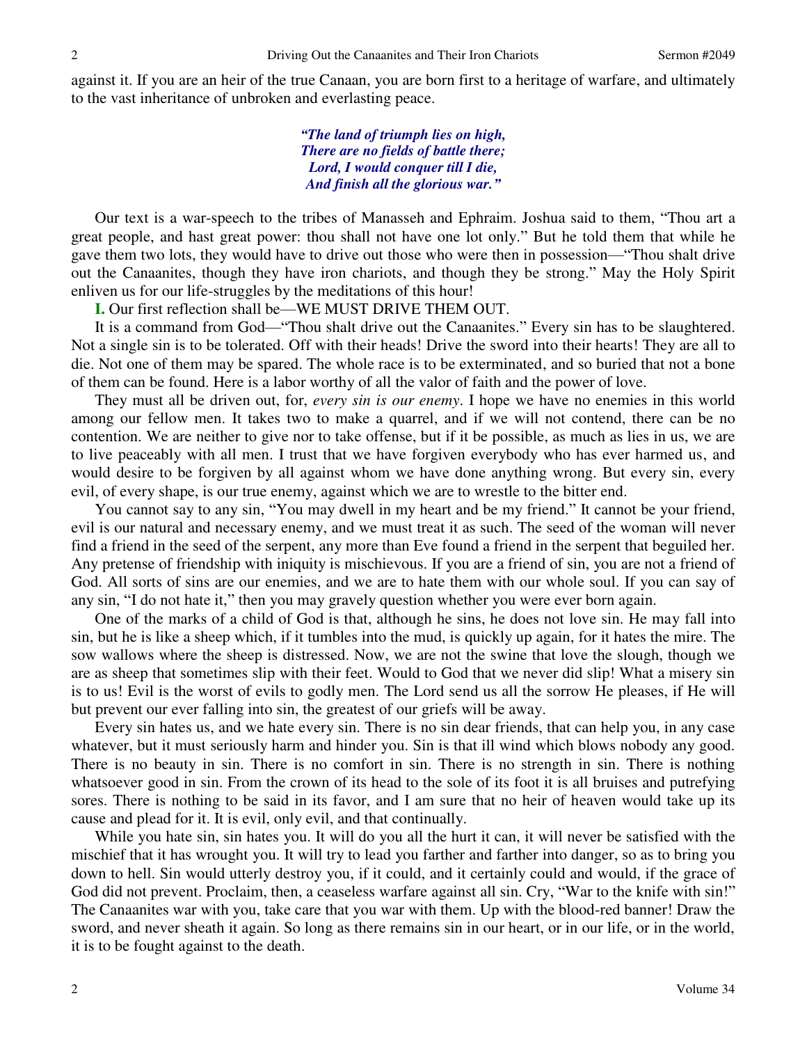against it. If you are an heir of the true Canaan, you are born first to a heritage of warfare, and ultimately to the vast inheritance of unbroken and everlasting peace.

> ***"The land of triumph lies on high,***
> ***There are no fields of battle there;***
> ***Lord, I would conquer till I die,***
> ***And finish all the glorious war."***

Our text is a war-speech to the tribes of Manasseh and Ephraim. Joshua said to them, "Thou art a great people, and hast great power: thou shall not have one lot only." But he told them that while he gave them two lots, they would have to drive out those who were then in possession—"Thou shalt drive out the Canaanites, though they have iron chariots, and though they be strong." May the Holy Spirit enliven us for our life-struggles by the meditations of this hour!

**I.** Our first reflection shall be—WE MUST DRIVE THEM OUT.

It is a command from God—"Thou shalt drive out the Canaanites." Every sin has to be slaughtered. Not a single sin is to be tolerated. Off with their heads! Drive the sword into their hearts! They are all to die. Not one of them may be spared. The whole race is to be exterminated, and so buried that not a bone of them can be found. Here is a labor worthy of all the valor of faith and the power of love.

They must all be driven out, for, *every sin is our enemy*. I hope we have no enemies in this world among our fellow men. It takes two to make a quarrel, and if we will not contend, there can be no contention. We are neither to give nor to take offense, but if it be possible, as much as lies in us, we are to live peaceably with all men. I trust that we have forgiven everybody who has ever harmed us, and would desire to be forgiven by all against whom we have done anything wrong. But every sin, every evil, of every shape, is our true enemy, against which we are to wrestle to the bitter end.

You cannot say to any sin, "You may dwell in my heart and be my friend." It cannot be your friend, evil is our natural and necessary enemy, and we must treat it as such. The seed of the woman will never find a friend in the seed of the serpent, any more than Eve found a friend in the serpent that beguiled her. Any pretense of friendship with iniquity is mischievous. If you are a friend of sin, you are not a friend of God. All sorts of sins are our enemies, and we are to hate them with our whole soul. If you can say of any sin, "I do not hate it," then you may gravely question whether you were ever born again.

One of the marks of a child of God is that, although he sins, he does not love sin. He may fall into sin, but he is like a sheep which, if it tumbles into the mud, is quickly up again, for it hates the mire. The sow wallows where the sheep is distressed. Now, we are not the swine that love the slough, though we are as sheep that sometimes slip with their feet. Would to God that we never did slip! What a misery sin is to us! Evil is the worst of evils to godly men. The Lord send us all the sorrow He pleases, if He will but prevent our ever falling into sin, the greatest of our griefs will be away.

Every sin hates us, and we hate every sin. There is no sin dear friends, that can help you, in any case whatever, but it must seriously harm and hinder you. Sin is that ill wind which blows nobody any good. There is no beauty in sin. There is no comfort in sin. There is no strength in sin. There is nothing whatsoever good in sin. From the crown of its head to the sole of its foot it is all bruises and putrefying sores. There is nothing to be said in its favor, and I am sure that no heir of heaven would take up its cause and plead for it. It is evil, only evil, and that continually.

While you hate sin, sin hates you. It will do you all the hurt it can, it will never be satisfied with the mischief that it has wrought you. It will try to lead you farther and farther into danger, so as to bring you down to hell. Sin would utterly destroy you, if it could, and it certainly could and would, if the grace of God did not prevent. Proclaim, then, a ceaseless warfare against all sin. Cry, "War to the knife with sin!" The Canaanites war with you, take care that you war with them. Up with the blood-red banner! Draw the sword, and never sheath it again. So long as there remains sin in our heart, or in our life, or in the world, it is to be fought against to the death.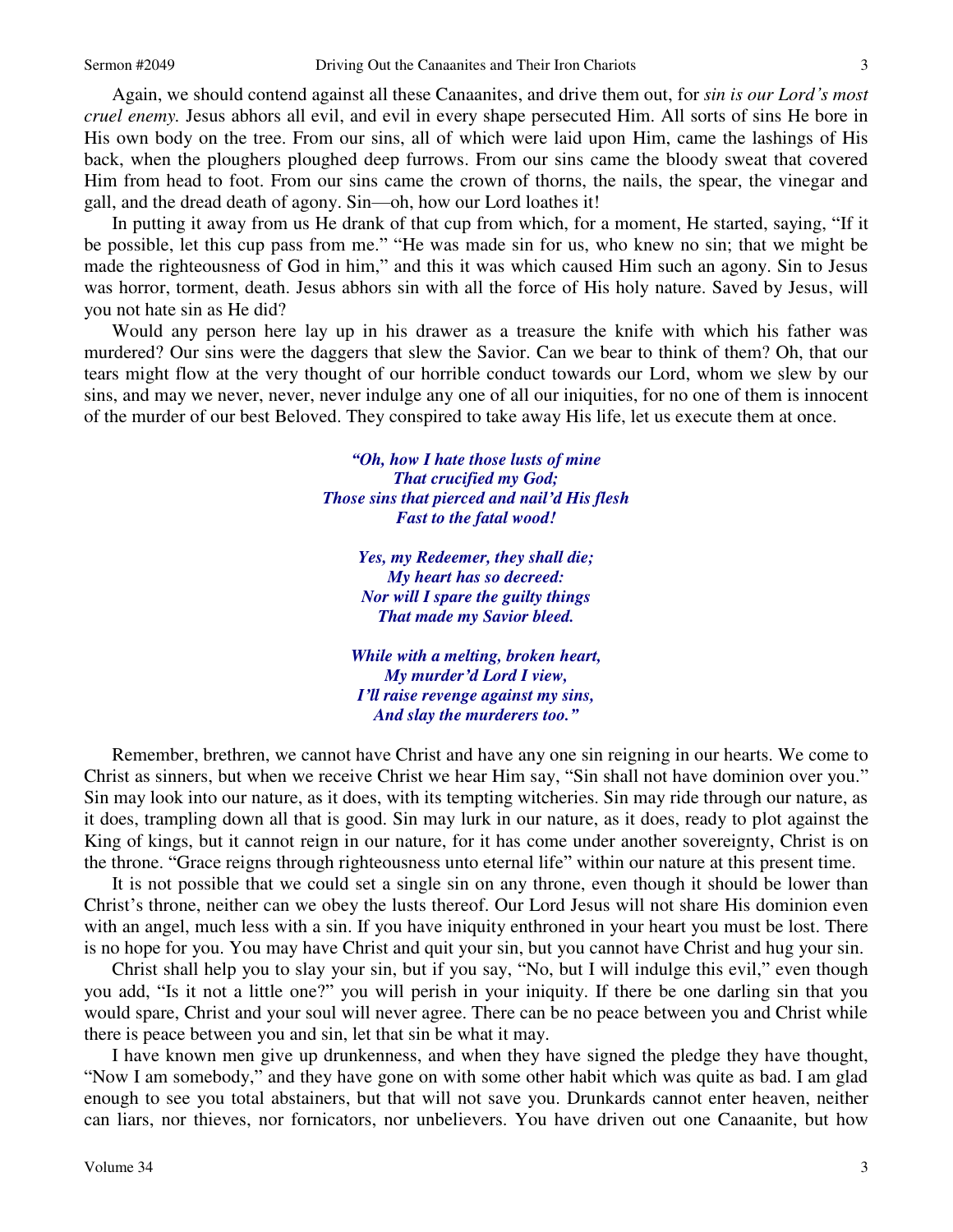Again, we should contend against all these Canaanites, and drive them out, for *sin is our Lord's most cruel enemy.* Jesus abhors all evil, and evil in every shape persecuted Him. All sorts of sins He bore in His own body on the tree. From our sins, all of which were laid upon Him, came the lashings of His back, when the ploughers ploughed deep furrows. From our sins came the bloody sweat that covered Him from head to foot. From our sins came the crown of thorns, the nails, the spear, the vinegar and gall, and the dread death of agony. Sin—oh, how our Lord loathes it!

In putting it away from us He drank of that cup from which, for a moment, He started, saying, "If it be possible, let this cup pass from me." "He was made sin for us, who knew no sin; that we might be made the righteousness of God in him," and this it was which caused Him such an agony. Sin to Jesus was horror, torment, death. Jesus abhors sin with all the force of His holy nature. Saved by Jesus, will you not hate sin as He did?

Would any person here lay up in his drawer as a treasure the knife with which his father was murdered? Our sins were the daggers that slew the Savior. Can we bear to think of them? Oh, that our tears might flow at the very thought of our horrible conduct towards our Lord, whom we slew by our sins, and may we never, never, never indulge any one of all our iniquities, for no one of them is innocent of the murder of our best Beloved. They conspired to take away His life, let us execute them at once.

> ***"Oh, how I hate those lusts of mine***
> ***That crucified my God;***
> ***Those sins that pierced and nail'd His flesh***
> ***Fast to the fatal wood!***
>
> ***Yes, my Redeemer, they shall die;***
> ***My heart has so decreed:***
> ***Nor will I spare the guilty things***
> ***That made my Savior bleed.***
>
> ***While with a melting, broken heart,***
> ***My murder'd Lord I view,***
> ***I'll raise revenge against my sins,***
> ***And slay the murderers too."***

Remember, brethren, we cannot have Christ and have any one sin reigning in our hearts. We come to Christ as sinners, but when we receive Christ we hear Him say, "Sin shall not have dominion over you." Sin may look into our nature, as it does, with its tempting witcheries. Sin may ride through our nature, as it does, trampling down all that is good. Sin may lurk in our nature, as it does, ready to plot against the King of kings, but it cannot reign in our nature, for it has come under another sovereignty, Christ is on the throne. "Grace reigns through righteousness unto eternal life" within our nature at this present time.

It is not possible that we could set a single sin on any throne, even though it should be lower than Christ's throne, neither can we obey the lusts thereof. Our Lord Jesus will not share His dominion even with an angel, much less with a sin. If you have iniquity enthroned in your heart you must be lost. There is no hope for you. You may have Christ and quit your sin, but you cannot have Christ and hug your sin.

Christ shall help you to slay your sin, but if you say, "No, but I will indulge this evil," even though you add, "Is it not a little one?" you will perish in your iniquity. If there be one darling sin that you would spare, Christ and your soul will never agree. There can be no peace between you and Christ while there is peace between you and sin, let that sin be what it may.

I have known men give up drunkenness, and when they have signed the pledge they have thought, "Now I am somebody," and they have gone on with some other habit which was quite as bad. I am glad enough to see you total abstainers, but that will not save you. Drunkards cannot enter heaven, neither can liars, nor thieves, nor fornicators, nor unbelievers. You have driven out one Canaanite, but how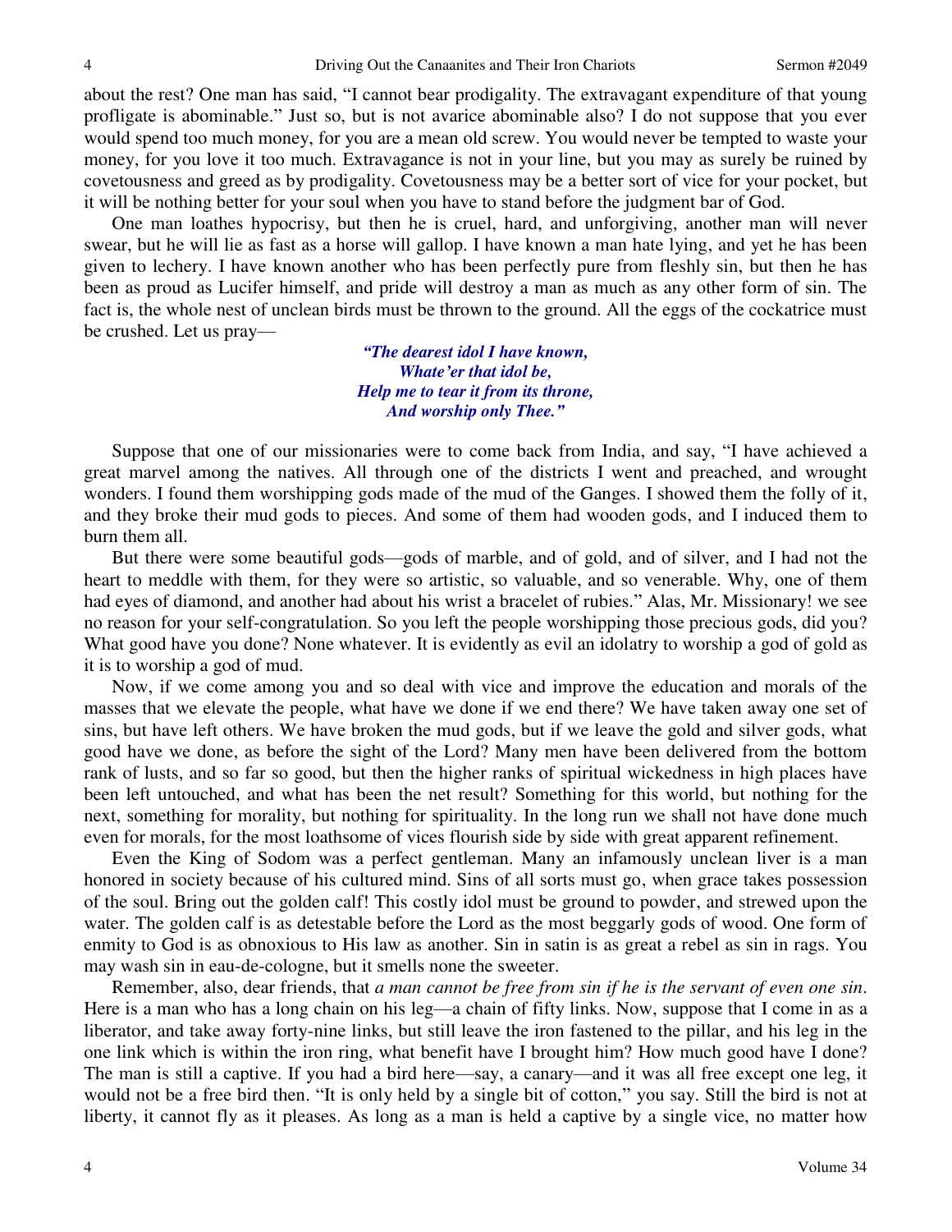about the rest? One man has said, "I cannot bear prodigality. The extravagant expenditure of that young profligate is abominable." Just so, but is not avarice abominable also? I do not suppose that you ever would spend too much money, for you are a mean old screw. You would never be tempted to waste your money, for you love it too much. Extravagance is not in your line, but you may as surely be ruined by covetousness and greed as by prodigality. Covetousness may be a better sort of vice for your pocket, but it will be nothing better for your soul when you have to stand before the judgment bar of God.

One man loathes hypocrisy, but then he is cruel, hard, and unforgiving, another man will never swear, but he will lie as fast as a horse will gallop. I have known a man hate lying, and yet he has been given to lechery. I have known another who has been perfectly pure from fleshly sin, but then he has been as proud as Lucifer himself, and pride will destroy a man as much as any other form of sin. The fact is, the whole nest of unclean birds must be thrown to the ground. All the eggs of the cockatrice must be crushed. Let us pray—

> ***"The dearest idol I have known,***
> ***Whate'er that idol be,***
> ***Help me to tear it from its throne,***
> ***And worship only Thee."***

Suppose that one of our missionaries were to come back from India, and say, "I have achieved a great marvel among the natives. All through one of the districts I went and preached, and wrought wonders. I found them worshipping gods made of the mud of the Ganges. I showed them the folly of it, and they broke their mud gods to pieces. And some of them had wooden gods, and I induced them to burn them all.

But there were some beautiful gods—gods of marble, and of gold, and of silver, and I had not the heart to meddle with them, for they were so artistic, so valuable, and so venerable. Why, one of them had eyes of diamond, and another had about his wrist a bracelet of rubies." Alas, Mr. Missionary! we see no reason for your self-congratulation. So you left the people worshipping those precious gods, did you? What good have you done? None whatever. It is evidently as evil an idolatry to worship a god of gold as it is to worship a god of mud.

Now, if we come among you and so deal with vice and improve the education and morals of the masses that we elevate the people, what have we done if we end there? We have taken away one set of sins, but have left others. We have broken the mud gods, but if we leave the gold and silver gods, what good have we done, as before the sight of the Lord? Many men have been delivered from the bottom rank of lusts, and so far so good, but then the higher ranks of spiritual wickedness in high places have been left untouched, and what has been the net result? Something for this world, but nothing for the next, something for morality, but nothing for spirituality. In the long run we shall not have done much even for morals, for the most loathsome of vices flourish side by side with great apparent refinement.

Even the King of Sodom was a perfect gentleman. Many an infamously unclean liver is a man honored in society because of his cultured mind. Sins of all sorts must go, when grace takes possession of the soul. Bring out the golden calf! This costly idol must be ground to powder, and strewed upon the water. The golden calf is as detestable before the Lord as the most beggarly gods of wood. One form of enmity to God is as obnoxious to His law as another. Sin in satin is as great a rebel as sin in rags. You may wash sin in eau-de-cologne, but it smells none the sweeter.

Remember, also, dear friends, that *a man cannot be free from sin if he is the servant of even one sin*. Here is a man who has a long chain on his leg—a chain of fifty links. Now, suppose that I come in as a liberator, and take away forty-nine links, but still leave the iron fastened to the pillar, and his leg in the one link which is within the iron ring, what benefit have I brought him? How much good have I done? The man is still a captive. If you had a bird here—say, a canary—and it was all free except one leg, it would not be a free bird then. "It is only held by a single bit of cotton," you say. Still the bird is not at liberty, it cannot fly as it pleases. As long as a man is held a captive by a single vice, no matter how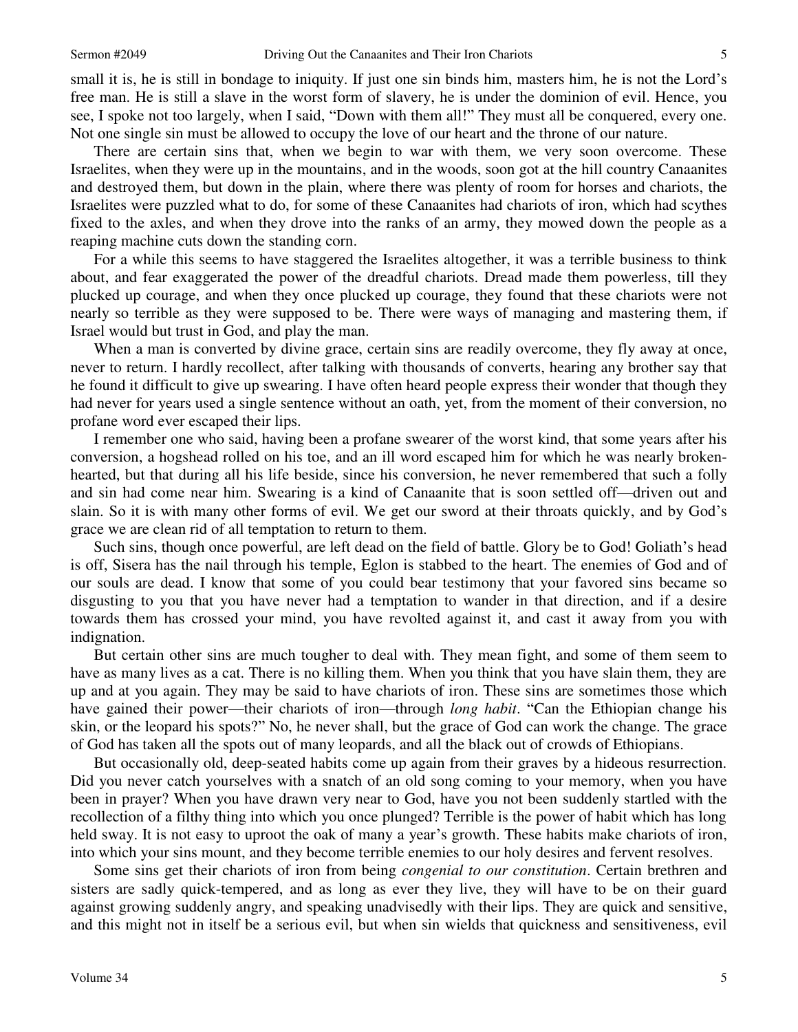small it is, he is still in bondage to iniquity. If just one sin binds him, masters him, he is not the Lord's free man. He is still a slave in the worst form of slavery, he is under the dominion of evil. Hence, you see, I spoke not too largely, when I said, "Down with them all!" They must all be conquered, every one. Not one single sin must be allowed to occupy the love of our heart and the throne of our nature.

There are certain sins that, when we begin to war with them, we very soon overcome. These Israelites, when they were up in the mountains, and in the woods, soon got at the hill country Canaanites and destroyed them, but down in the plain, where there was plenty of room for horses and chariots, the Israelites were puzzled what to do, for some of these Canaanites had chariots of iron, which had scythes fixed to the axles, and when they drove into the ranks of an army, they mowed down the people as a reaping machine cuts down the standing corn.

For a while this seems to have staggered the Israelites altogether, it was a terrible business to think about, and fear exaggerated the power of the dreadful chariots. Dread made them powerless, till they plucked up courage, and when they once plucked up courage, they found that these chariots were not nearly so terrible as they were supposed to be. There were ways of managing and mastering them, if Israel would but trust in God, and play the man.

When a man is converted by divine grace, certain sins are readily overcome, they fly away at once, never to return. I hardly recollect, after talking with thousands of converts, hearing any brother say that he found it difficult to give up swearing. I have often heard people express their wonder that though they had never for years used a single sentence without an oath, yet, from the moment of their conversion, no profane word ever escaped their lips.

I remember one who said, having been a profane swearer of the worst kind, that some years after his conversion, a hogshead rolled on his toe, and an ill word escaped him for which he was nearly broken-hearted, but that during all his life beside, since his conversion, he never remembered that such a folly and sin had come near him. Swearing is a kind of Canaanite that is soon settled off—driven out and slain. So it is with many other forms of evil. We get our sword at their throats quickly, and by God's grace we are clean rid of all temptation to return to them.

Such sins, though once powerful, are left dead on the field of battle. Glory be to God! Goliath's head is off, Sisera has the nail through his temple, Eglon is stabbed to the heart. The enemies of God and of our souls are dead. I know that some of you could bear testimony that your favored sins became so disgusting to you that you have never had a temptation to wander in that direction, and if a desire towards them has crossed your mind, you have revolted against it, and cast it away from you with indignation.

But certain other sins are much tougher to deal with. They mean fight, and some of them seem to have as many lives as a cat. There is no killing them. When you think that you have slain them, they are up and at you again. They may be said to have chariots of iron. These sins are sometimes those which have gained their power—their chariots of iron—through *long habit*. "Can the Ethiopian change his skin, or the leopard his spots?" No, he never shall, but the grace of God can work the change. The grace of God has taken all the spots out of many leopards, and all the black out of crowds of Ethiopians.

But occasionally old, deep-seated habits come up again from their graves by a hideous resurrection. Did you never catch yourselves with a snatch of an old song coming to your memory, when you have been in prayer? When you have drawn very near to God, have you not been suddenly startled with the recollection of a filthy thing into which you once plunged? Terrible is the power of habit which has long held sway. It is not easy to uproot the oak of many a year's growth. These habits make chariots of iron, into which your sins mount, and they become terrible enemies to our holy desires and fervent resolves.

Some sins get their chariots of iron from being *congenial to our constitution*. Certain brethren and sisters are sadly quick-tempered, and as long as ever they live, they will have to be on their guard against growing suddenly angry, and speaking unadvisedly with their lips. They are quick and sensitive, and this might not in itself be a serious evil, but when sin wields that quickness and sensitiveness, evil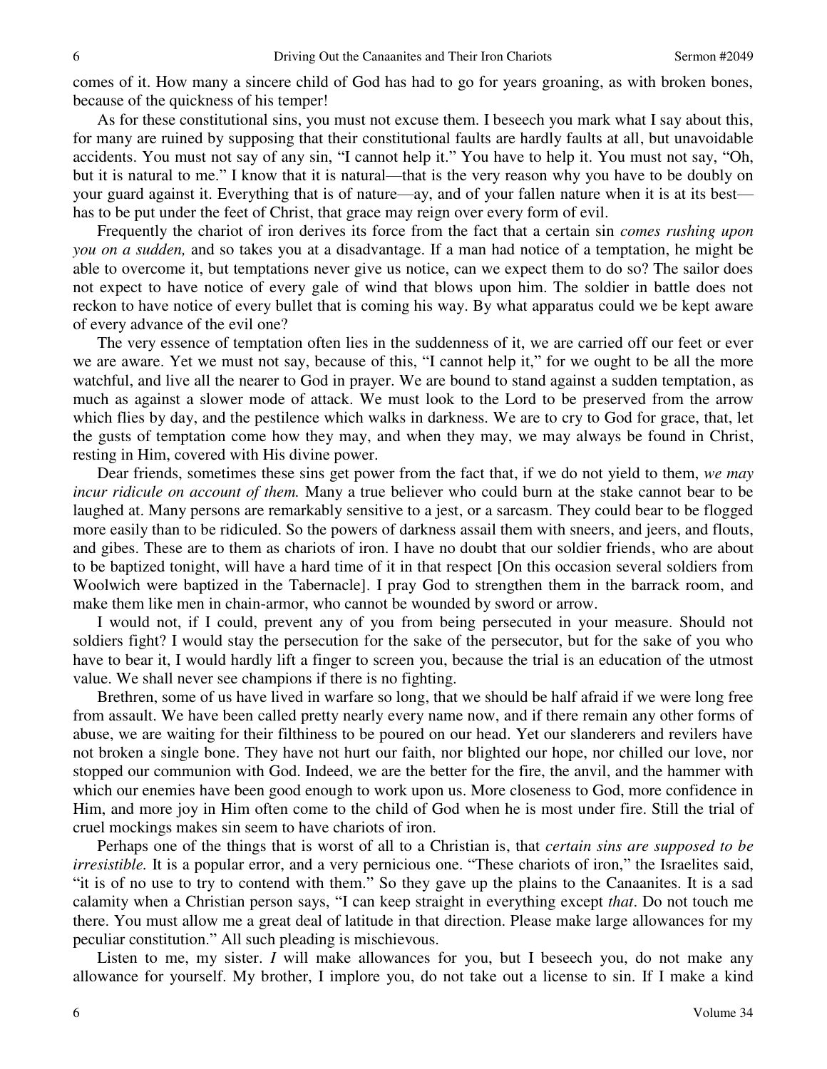comes of it. How many a sincere child of God has had to go for years groaning, as with broken bones, because of the quickness of his temper!

As for these constitutional sins, you must not excuse them. I beseech you mark what I say about this, for many are ruined by supposing that their constitutional faults are hardly faults at all, but unavoidable accidents. You must not say of any sin, "I cannot help it." You have to help it. You must not say, "Oh, but it is natural to me." I know that it is natural—that is the very reason why you have to be doubly on your guard against it. Everything that is of nature—ay, and of your fallen nature when it is at its best—has to be put under the feet of Christ, that grace may reign over every form of evil.

Frequently the chariot of iron derives its force from the fact that a certain sin *comes rushing upon you on a sudden,* and so takes you at a disadvantage. If a man had notice of a temptation, he might be able to overcome it, but temptations never give us notice, can we expect them to do so? The sailor does not expect to have notice of every gale of wind that blows upon him. The soldier in battle does not reckon to have notice of every bullet that is coming his way. By what apparatus could we be kept aware of every advance of the evil one?

The very essence of temptation often lies in the suddenness of it, we are carried off our feet or ever we are aware. Yet we must not say, because of this, "I cannot help it," for we ought to be all the more watchful, and live all the nearer to God in prayer. We are bound to stand against a sudden temptation, as much as against a slower mode of attack. We must look to the Lord to be preserved from the arrow which flies by day, and the pestilence which walks in darkness. We are to cry to God for grace, that, let the gusts of temptation come how they may, and when they may, we may always be found in Christ, resting in Him, covered with His divine power.

Dear friends, sometimes these sins get power from the fact that, if we do not yield to them, *we may incur ridicule on account of them.* Many a true believer who could burn at the stake cannot bear to be laughed at. Many persons are remarkably sensitive to a jest, or a sarcasm. They could bear to be flogged more easily than to be ridiculed. So the powers of darkness assail them with sneers, and jeers, and flouts, and gibes. These are to them as chariots of iron. I have no doubt that our soldier friends, who are about to be baptized tonight, will have a hard time of it in that respect [On this occasion several soldiers from Woolwich were baptized in the Tabernacle]. I pray God to strengthen them in the barrack room, and make them like men in chain-armor, who cannot be wounded by sword or arrow.

I would not, if I could, prevent any of you from being persecuted in your measure. Should not soldiers fight? I would stay the persecution for the sake of the persecutor, but for the sake of you who have to bear it, I would hardly lift a finger to screen you, because the trial is an education of the utmost value. We shall never see champions if there is no fighting.

Brethren, some of us have lived in warfare so long, that we should be half afraid if we were long free from assault. We have been called pretty nearly every name now, and if there remain any other forms of abuse, we are waiting for their filthiness to be poured on our head. Yet our slanderers and revilers have not broken a single bone. They have not hurt our faith, nor blighted our hope, nor chilled our love, nor stopped our communion with God. Indeed, we are the better for the fire, the anvil, and the hammer with which our enemies have been good enough to work upon us. More closeness to God, more confidence in Him, and more joy in Him often come to the child of God when he is most under fire. Still the trial of cruel mockings makes sin seem to have chariots of iron.

Perhaps one of the things that is worst of all to a Christian is, that *certain sins are supposed to be irresistible.* It is a popular error, and a very pernicious one. "These chariots of iron," the Israelites said, "it is of no use to try to contend with them." So they gave up the plains to the Canaanites. It is a sad calamity when a Christian person says, "I can keep straight in everything except *that*. Do not touch me there. You must allow me a great deal of latitude in that direction. Please make large allowances for my peculiar constitution." All such pleading is mischievous.

Listen to me, my sister. *I* will make allowances for you, but I beseech you, do not make any allowance for yourself. My brother, I implore you, do not take out a license to sin. If I make a kind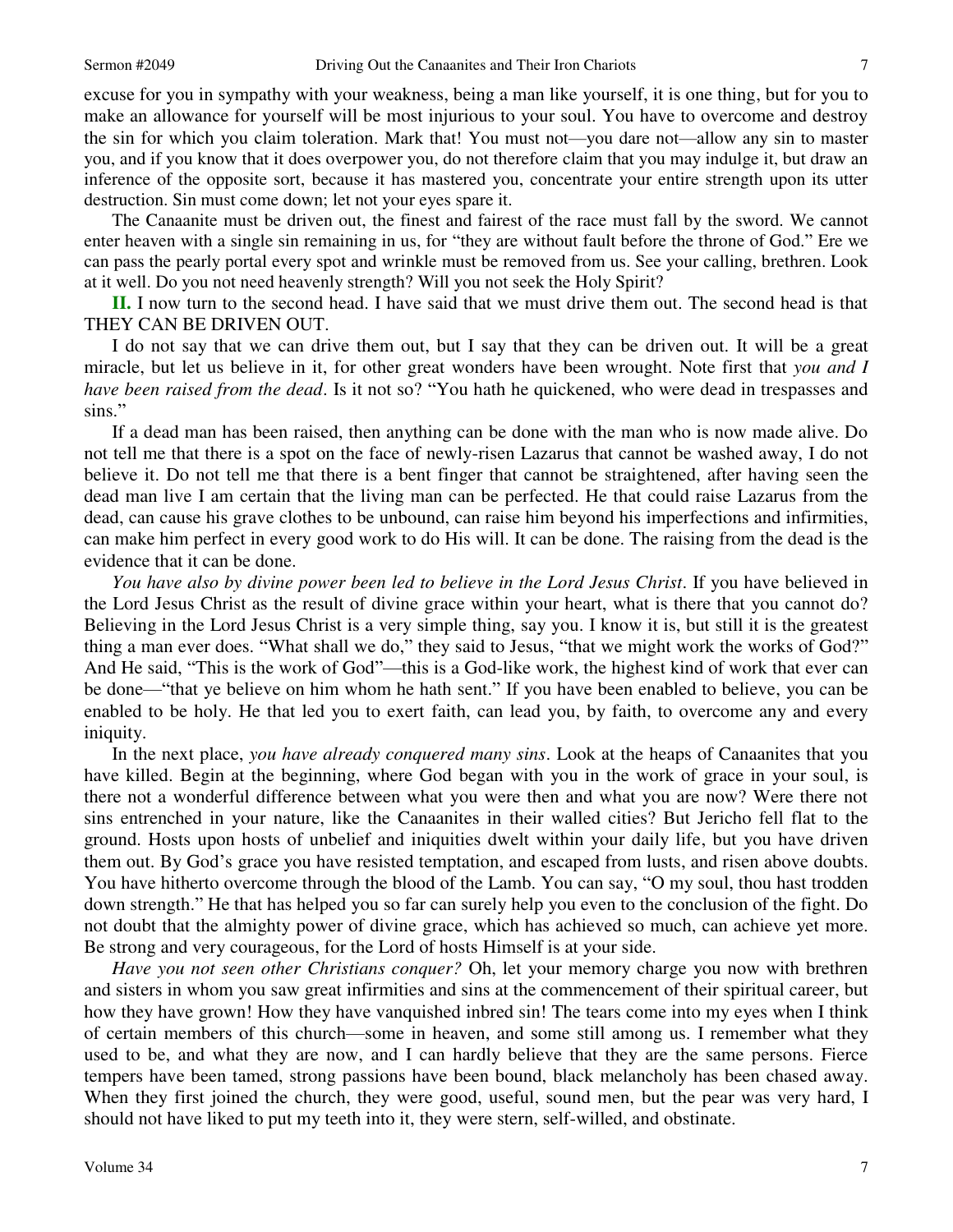excuse for you in sympathy with your weakness, being a man like yourself, it is one thing, but for you to make an allowance for yourself will be most injurious to your soul. You have to overcome and destroy the sin for which you claim toleration. Mark that! You must not—you dare not—allow any sin to master you, and if you know that it does overpower you, do not therefore claim that you may indulge it, but draw an inference of the opposite sort, because it has mastered you, concentrate your entire strength upon its utter destruction. Sin must come down; let not your eyes spare it.

The Canaanite must be driven out, the finest and fairest of the race must fall by the sword. We cannot enter heaven with a single sin remaining in us, for "they are without fault before the throne of God." Ere we can pass the pearly portal every spot and wrinkle must be removed from us. See your calling, brethren. Look at it well. Do you not need heavenly strength? Will you not seek the Holy Spirit?

**II.** I now turn to the second head. I have said that we must drive them out. The second head is that THEY CAN BE DRIVEN OUT.

I do not say that we can drive them out, but I say that they can be driven out. It will be a great miracle, but let us believe in it, for other great wonders have been wrought. Note first that *you and I have been raised from the dead*. Is it not so? "You hath he quickened, who were dead in trespasses and sins."

If a dead man has been raised, then anything can be done with the man who is now made alive. Do not tell me that there is a spot on the face of newly-risen Lazarus that cannot be washed away, I do not believe it. Do not tell me that there is a bent finger that cannot be straightened, after having seen the dead man live I am certain that the living man can be perfected. He that could raise Lazarus from the dead, can cause his grave clothes to be unbound, can raise him beyond his imperfections and infirmities, can make him perfect in every good work to do His will. It can be done. The raising from the dead is the evidence that it can be done.

*You have also by divine power been led to believe in the Lord Jesus Christ*. If you have believed in the Lord Jesus Christ as the result of divine grace within your heart, what is there that you cannot do? Believing in the Lord Jesus Christ is a very simple thing, say you. I know it is, but still it is the greatest thing a man ever does. "What shall we do," they said to Jesus, "that we might work the works of God?" And He said, "This is the work of God"—this is a God-like work, the highest kind of work that ever can be done—"that ye believe on him whom he hath sent." If you have been enabled to believe, you can be enabled to be holy. He that led you to exert faith, can lead you, by faith, to overcome any and every iniquity.

In the next place, *you have already conquered many sins*. Look at the heaps of Canaanites that you have killed. Begin at the beginning, where God began with you in the work of grace in your soul, is there not a wonderful difference between what you were then and what you are now? Were there not sins entrenched in your nature, like the Canaanites in their walled cities? But Jericho fell flat to the ground. Hosts upon hosts of unbelief and iniquities dwelt within your daily life, but you have driven them out. By God's grace you have resisted temptation, and escaped from lusts, and risen above doubts. You have hitherto overcome through the blood of the Lamb. You can say, "O my soul, thou hast trodden down strength." He that has helped you so far can surely help you even to the conclusion of the fight. Do not doubt that the almighty power of divine grace, which has achieved so much, can achieve yet more. Be strong and very courageous, for the Lord of hosts Himself is at your side.

*Have you not seen other Christians conquer?* Oh, let your memory charge you now with brethren and sisters in whom you saw great infirmities and sins at the commencement of their spiritual career, but how they have grown! How they have vanquished inbred sin! The tears come into my eyes when I think of certain members of this church—some in heaven, and some still among us. I remember what they used to be, and what they are now, and I can hardly believe that they are the same persons. Fierce tempers have been tamed, strong passions have been bound, black melancholy has been chased away. When they first joined the church, they were good, useful, sound men, but the pear was very hard, I should not have liked to put my teeth into it, they were stern, self-willed, and obstinate.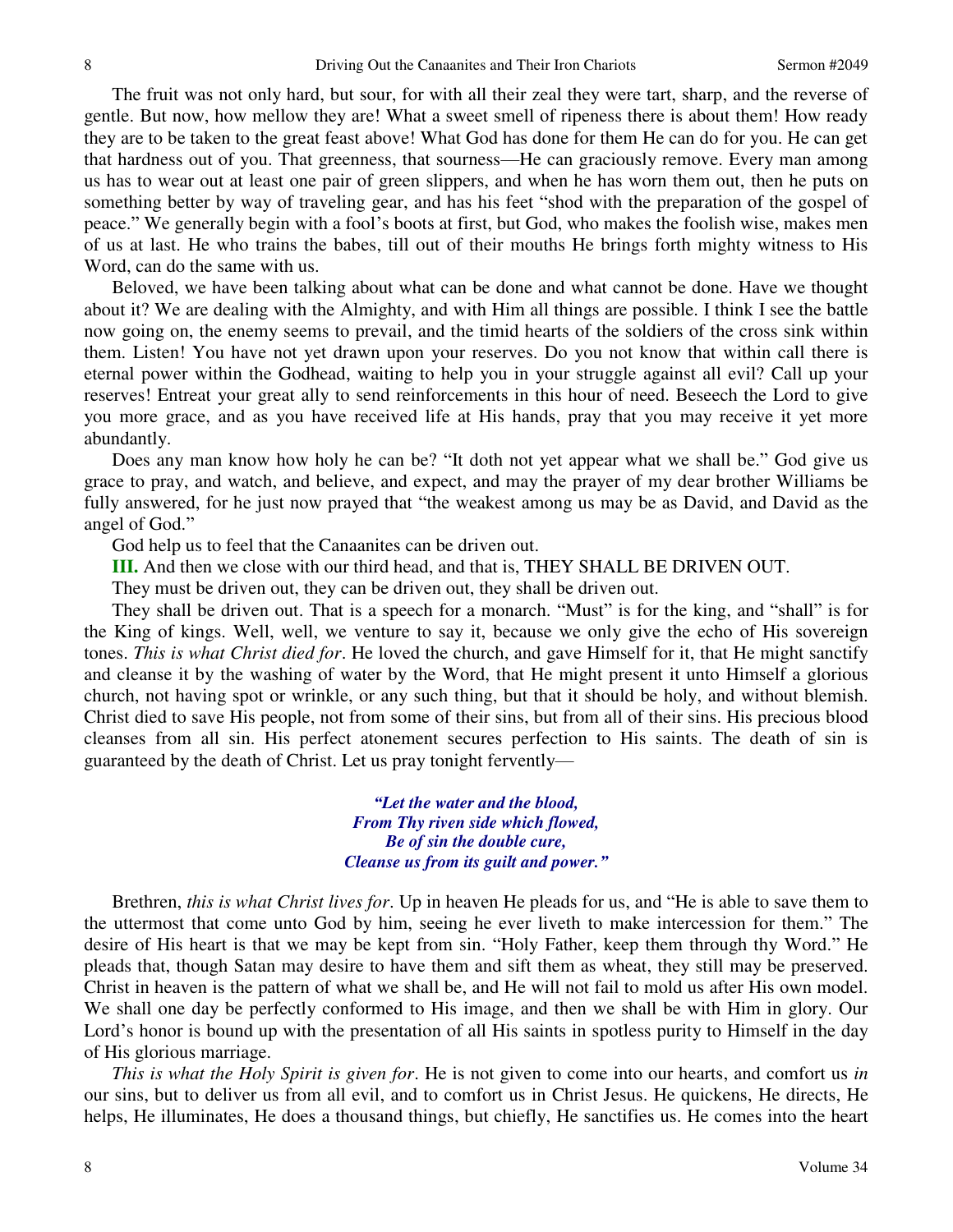The fruit was not only hard, but sour, for with all their zeal they were tart, sharp, and the reverse of gentle. But now, how mellow they are! What a sweet smell of ripeness there is about them! How ready they are to be taken to the great feast above! What God has done for them He can do for you. He can get that hardness out of you. That greenness, that sourness—He can graciously remove. Every man among us has to wear out at least one pair of green slippers, and when he has worn them out, then he puts on something better by way of traveling gear, and has his feet "shod with the preparation of the gospel of peace." We generally begin with a fool's boots at first, but God, who makes the foolish wise, makes men of us at last. He who trains the babes, till out of their mouths He brings forth mighty witness to His Word, can do the same with us.

Beloved, we have been talking about what can be done and what cannot be done. Have we thought about it? We are dealing with the Almighty, and with Him all things are possible. I think I see the battle now going on, the enemy seems to prevail, and the timid hearts of the soldiers of the cross sink within them. Listen! You have not yet drawn upon your reserves. Do you not know that within call there is eternal power within the Godhead, waiting to help you in your struggle against all evil? Call up your reserves! Entreat your great ally to send reinforcements in this hour of need. Beseech the Lord to give you more grace, and as you have received life at His hands, pray that you may receive it yet more abundantly.

Does any man know how holy he can be? "It doth not yet appear what we shall be." God give us grace to pray, and watch, and believe, and expect, and may the prayer of my dear brother Williams be fully answered, for he just now prayed that "the weakest among us may be as David, and David as the angel of God."

God help us to feel that the Canaanites can be driven out.

**III.** And then we close with our third head, and that is, THEY SHALL BE DRIVEN OUT.

They must be driven out, they can be driven out, they shall be driven out.

They shall be driven out. That is a speech for a monarch. "Must" is for the king, and "shall" is for the King of kings. Well, well, we venture to say it, because we only give the echo of His sovereign tones. *This is what Christ died for*. He loved the church, and gave Himself for it, that He might sanctify and cleanse it by the washing of water by the Word, that He might present it unto Himself a glorious church, not having spot or wrinkle, or any such thing, but that it should be holy, and without blemish. Christ died to save His people, not from some of their sins, but from all of their sins. His precious blood cleanses from all sin. His perfect atonement secures perfection to His saints. The death of sin is guaranteed by the death of Christ. Let us pray tonight fervently—

> ***"Let the water and the blood,***
> ***From Thy riven side which flowed,***
> ***Be of sin the double cure,***
> ***Cleanse us from its guilt and power."***

Brethren, *this is what Christ lives for*. Up in heaven He pleads for us, and "He is able to save them to the uttermost that come unto God by him, seeing he ever liveth to make intercession for them." The desire of His heart is that we may be kept from sin. "Holy Father, keep them through thy Word." He pleads that, though Satan may desire to have them and sift them as wheat, they still may be preserved. Christ in heaven is the pattern of what we shall be, and He will not fail to mold us after His own model. We shall one day be perfectly conformed to His image, and then we shall be with Him in glory. Our Lord's honor is bound up with the presentation of all His saints in spotless purity to Himself in the day of His glorious marriage.

*This is what the Holy Spirit is given for*. He is not given to come into our hearts, and comfort us *in* our sins, but to deliver us from all evil, and to comfort us in Christ Jesus. He quickens, He directs, He helps, He illuminates, He does a thousand things, but chiefly, He sanctifies us. He comes into the heart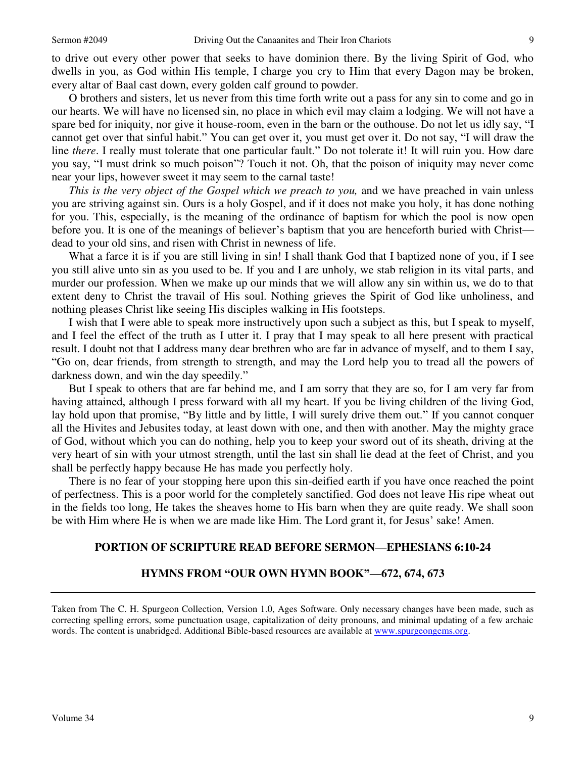to drive out every other power that seeks to have dominion there. By the living Spirit of God, who dwells in you, as God within His temple, I charge you cry to Him that every Dagon may be broken, every altar of Baal cast down, every golden calf ground to powder.

O brothers and sisters, let us never from this time forth write out a pass for any sin to come and go in our hearts. We will have no licensed sin, no place in which evil may claim a lodging. We will not have a spare bed for iniquity, nor give it house-room, even in the barn or the outhouse. Do not let us idly say, "I cannot get over that sinful habit." You can get over it, you must get over it. Do not say, "I will draw the line *there*. I really must tolerate that one particular fault." Do not tolerate it! It will ruin you. How dare you say, "I must drink so much poison"? Touch it not. Oh, that the poison of iniquity may never come near your lips, however sweet it may seem to the carnal taste!

*This is the very object of the Gospel which we preach to you,* and we have preached in vain unless you are striving against sin. Ours is a holy Gospel, and if it does not make you holy, it has done nothing for you. This, especially, is the meaning of the ordinance of baptism for which the pool is now open before you. It is one of the meanings of believer's baptism that you are henceforth buried with Christ—dead to your old sins, and risen with Christ in newness of life.

What a farce it is if you are still living in sin! I shall thank God that I baptized none of you, if I see you still alive unto sin as you used to be. If you and I are unholy, we stab religion in its vital parts, and murder our profession. When we make up our minds that we will allow any sin within us, we do to that extent deny to Christ the travail of His soul. Nothing grieves the Spirit of God like unholiness, and nothing pleases Christ like seeing His disciples walking in His footsteps.

I wish that I were able to speak more instructively upon such a subject as this, but I speak to myself, and I feel the effect of the truth as I utter it. I pray that I may speak to all here present with practical result. I doubt not that I address many dear brethren who are far in advance of myself, and to them I say, "Go on, dear friends, from strength to strength, and may the Lord help you to tread all the powers of darkness down, and win the day speedily."

But I speak to others that are far behind me, and I am sorry that they are so, for I am very far from having attained, although I press forward with all my heart. If you be living children of the living God, lay hold upon that promise, "By little and by little, I will surely drive them out." If you cannot conquer all the Hivites and Jebusites today, at least down with one, and then with another. May the mighty grace of God, without which you can do nothing, help you to keep your sword out of its sheath, driving at the very heart of sin with your utmost strength, until the last sin shall lie dead at the feet of Christ, and you shall be perfectly happy because He has made you perfectly holy.

There is no fear of your stopping here upon this sin-deified earth if you have once reached the point of perfectness. This is a poor world for the completely sanctified. God does not leave His ripe wheat out in the fields too long, He takes the sheaves home to His barn when they are quite ready. We shall soon be with Him where He is when we are made like Him. The Lord grant it, for Jesus' sake! Amen.

**PORTION OF SCRIPTURE READ BEFORE SERMON—EPHESIANS 6:10-24**

**HYMNS FROM "OUR OWN HYMN BOOK"—672, 674, 673**

---

Taken from The C. H. Spurgeon Collection, Version 1.0, Ages Software. Only necessary changes have been made, such as correcting spelling errors, some punctuation usage, capitalization of deity pronouns, and minimal updating of a few archaic words. The content is unabridged. Additional Bible-based resources are available at www.spurgeongems.org.